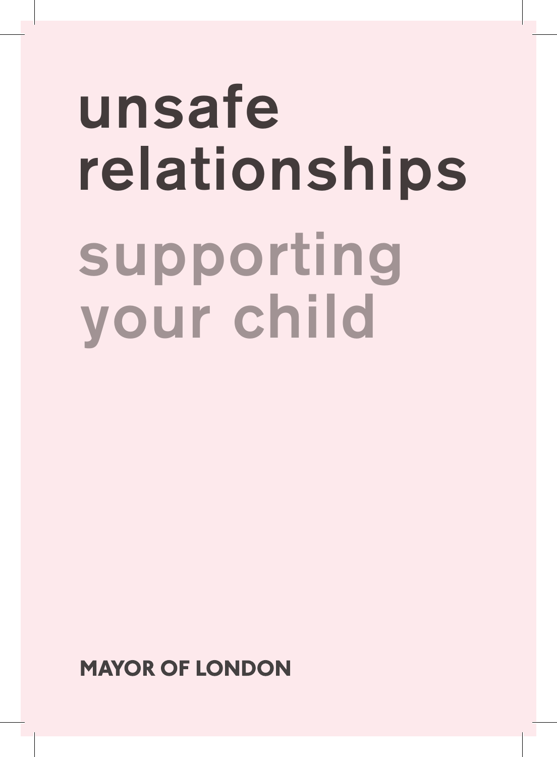# unsafe relationships

## supporting your child

**MAYOR OF LONDON**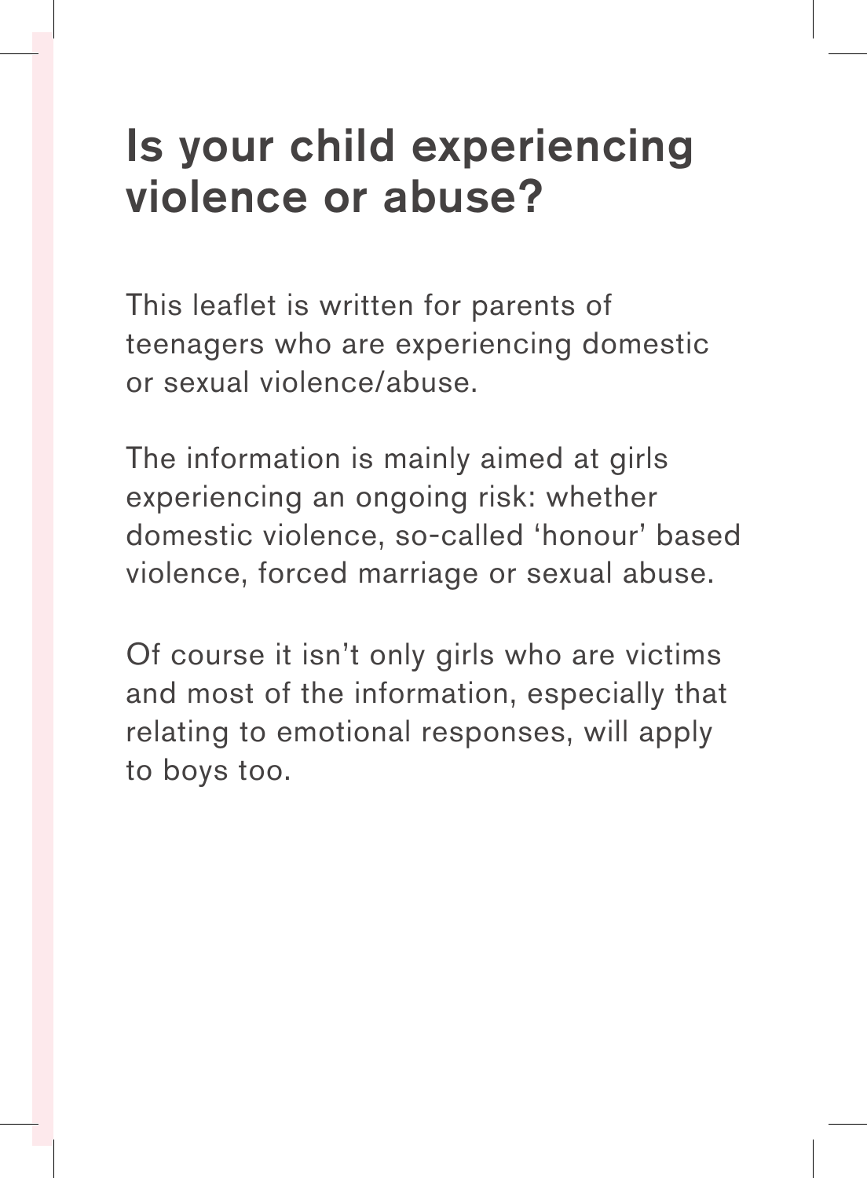# Is your child experiencing violence or abuse?

This leaflet is written for parents of teenagers who are experiencing domestic or sexual violence/abuse.

The information is mainly aimed at girls experiencing an ongoing risk: whether domestic violence, so-called ‘honour’ based violence, forced marriage or sexual abuse.

Of course it isn’t only girls who are victims and most of the information, especially that relating to emotional responses, will apply to boys too.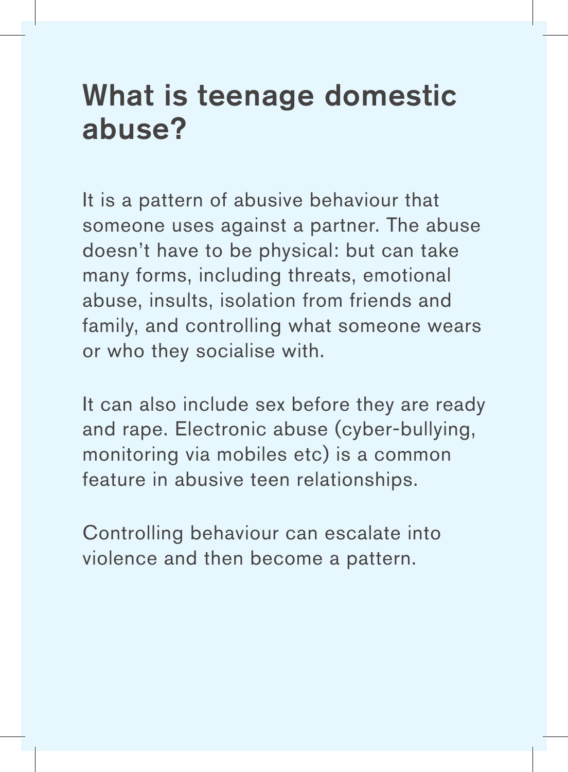# What is teenage domestic abuse?

It is a pattern of abusive behaviour that someone uses against a partner. The abuse doesn't have to be physical: but can take many forms, including threats, emotional abuse, insults, isolation from friends and family, and controlling what someone wears or who they socialise with.

It can also include sex before they are ready and rape. Electronic abuse (cyber-bullying, monitoring via mobiles etc) is a common feature in abusive teen relationships.

Controlling behaviour can escalate into violence and then become a pattern.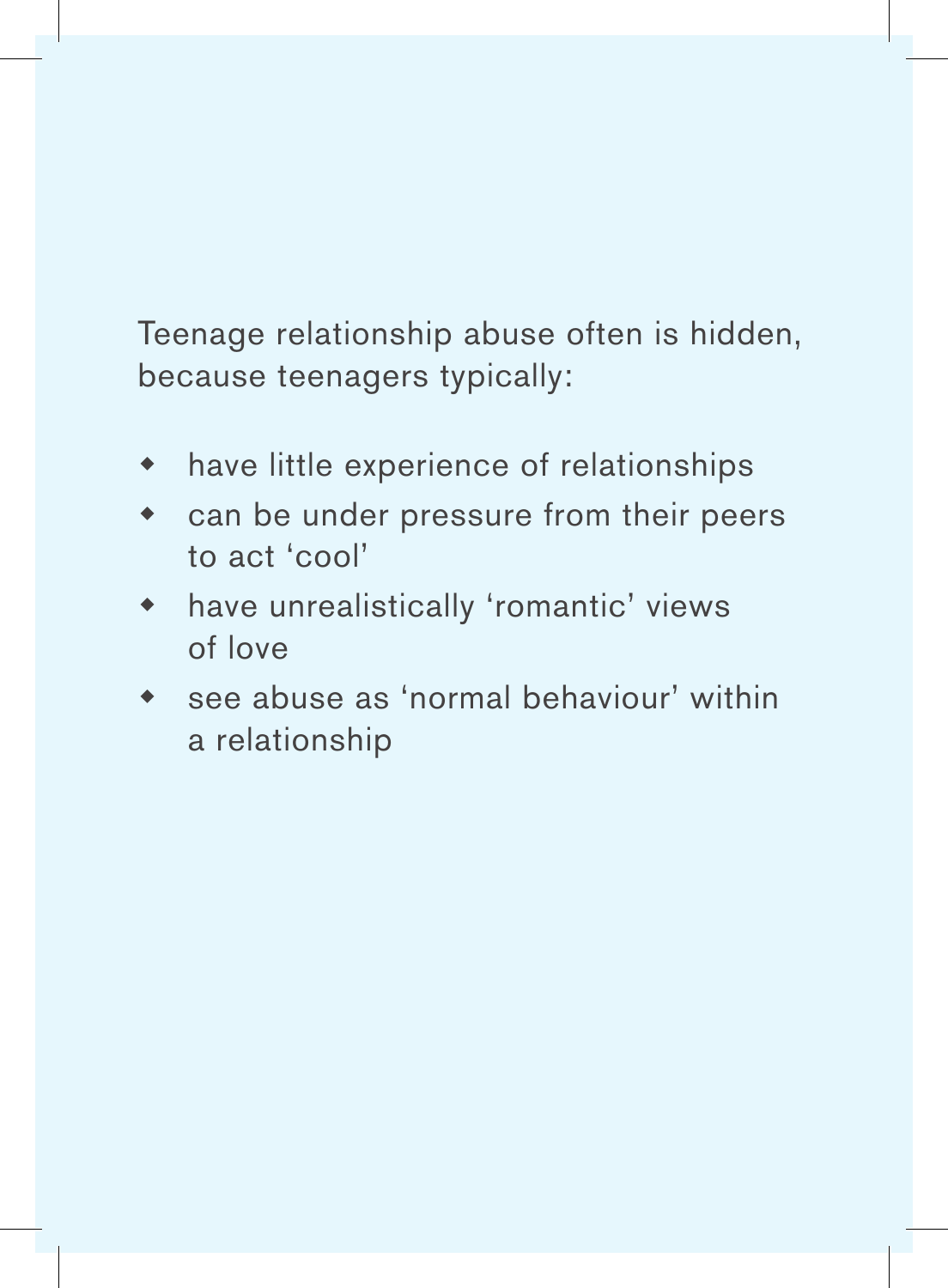Teenage relationship abuse often is hidden, because teenagers typically:

- have little experience of relationships
- can be under pressure from their peers to act ‘cool’
- have unrealistically ‘romantic’ views of love
- see abuse as ‘normal behaviour’ within a relationship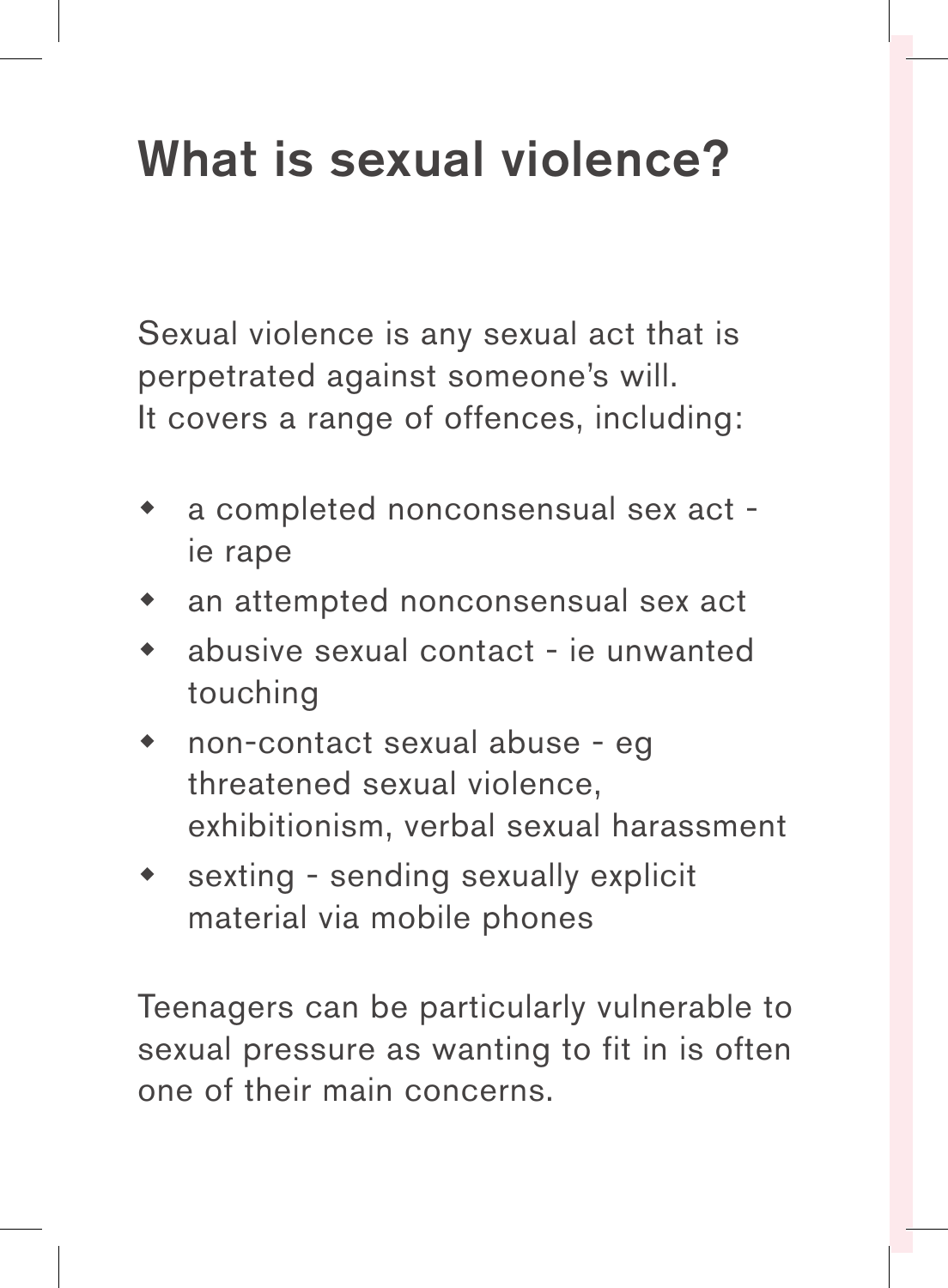# What is sexual violence?

Sexual violence is any sexual act that is perpetrated against someone's will. It covers a range of offences, including:

- a completed nonconsensual sex act - ie rape
- an attempted nonconsensual sex act
- abusive sexual contact - ie unwanted touching
- non-contact sexual abuse - eg threatened sexual violence, exhibitionism, verbal sexual harassment
- sexting - sending sexually explicit material via mobile phones

Teenagers can be particularly vulnerable to sexual pressure as wanting to fit in is often one of their main concerns.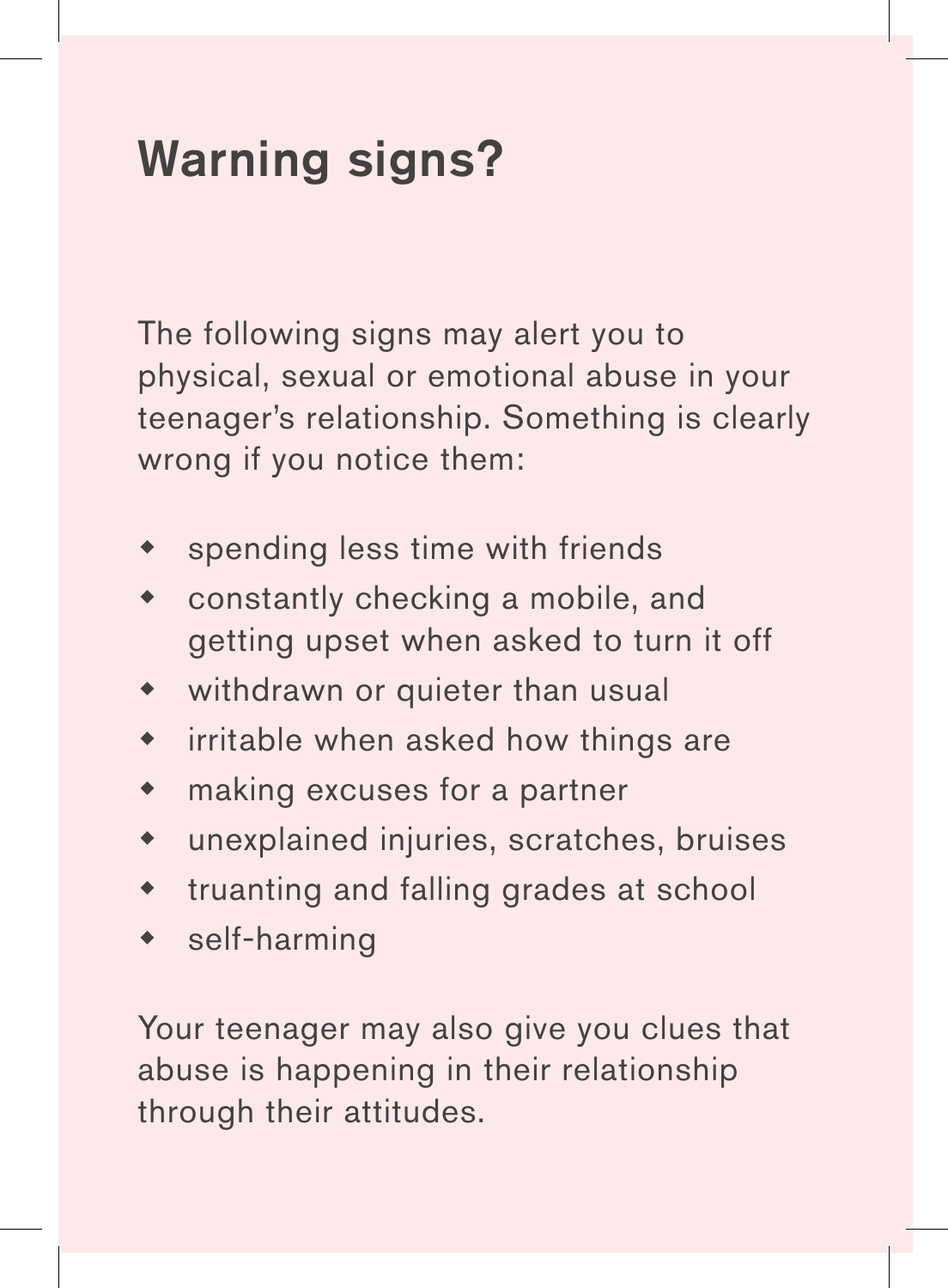# Warning signs?

The following signs may alert you to physical, sexual or emotional abuse in your teenager's relationship. Something is clearly wrong if you notice them:

- spending less time with friends
- constantly checking a mobile, and getting upset when asked to turn it off
- withdrawn or quieter than usual
- irritable when asked how things are
- making excuses for a partner
- unexplained injuries, scratches, bruises
- truanting and falling grades at school
- self-harming

Your teenager may also give you clues that abuse is happening in their relationship through their attitudes.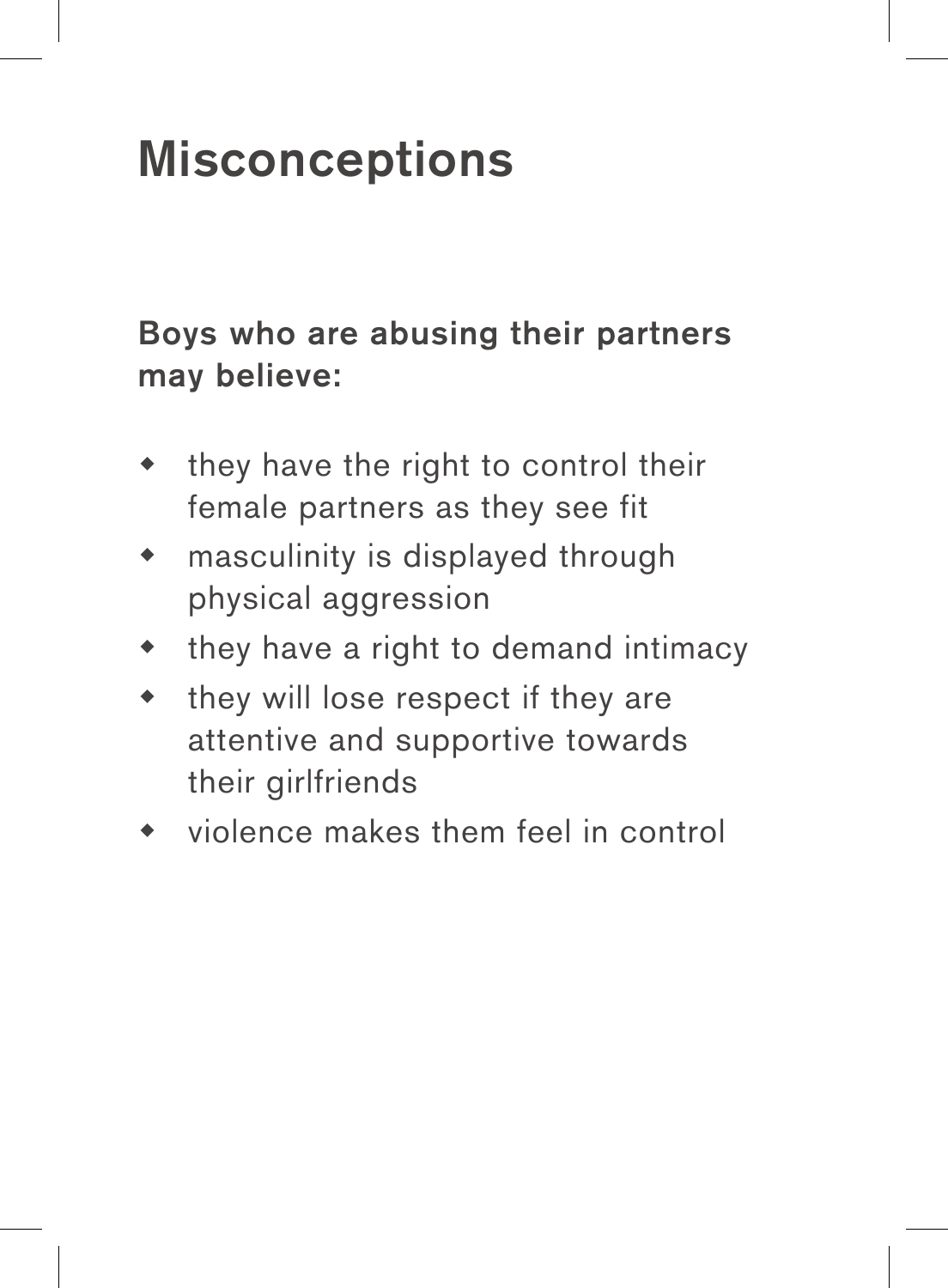# Misconceptions

**Boys who are abusing their partners may believe:**

- they have the right to control their female partners as they see fit
- masculinity is displayed through physical aggression
- they have a right to demand intimacy
- they will lose respect if they are attentive and supportive towards their girlfriends
- violence makes them feel in control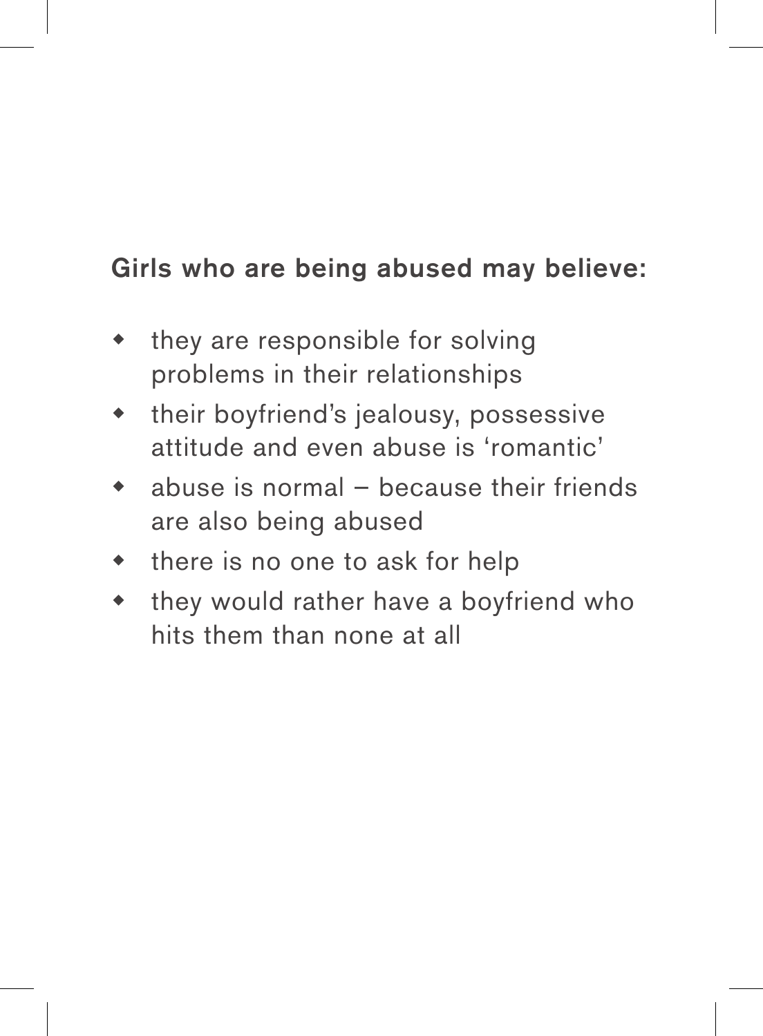**Girls who are being abused may believe:**

- they are responsible for solving problems in their relationships
- their boyfriend's jealousy, possessive attitude and even abuse is 'romantic'
- abuse is normal – because their friends are also being abused
- there is no one to ask for help
- they would rather have a boyfriend who hits them than none at all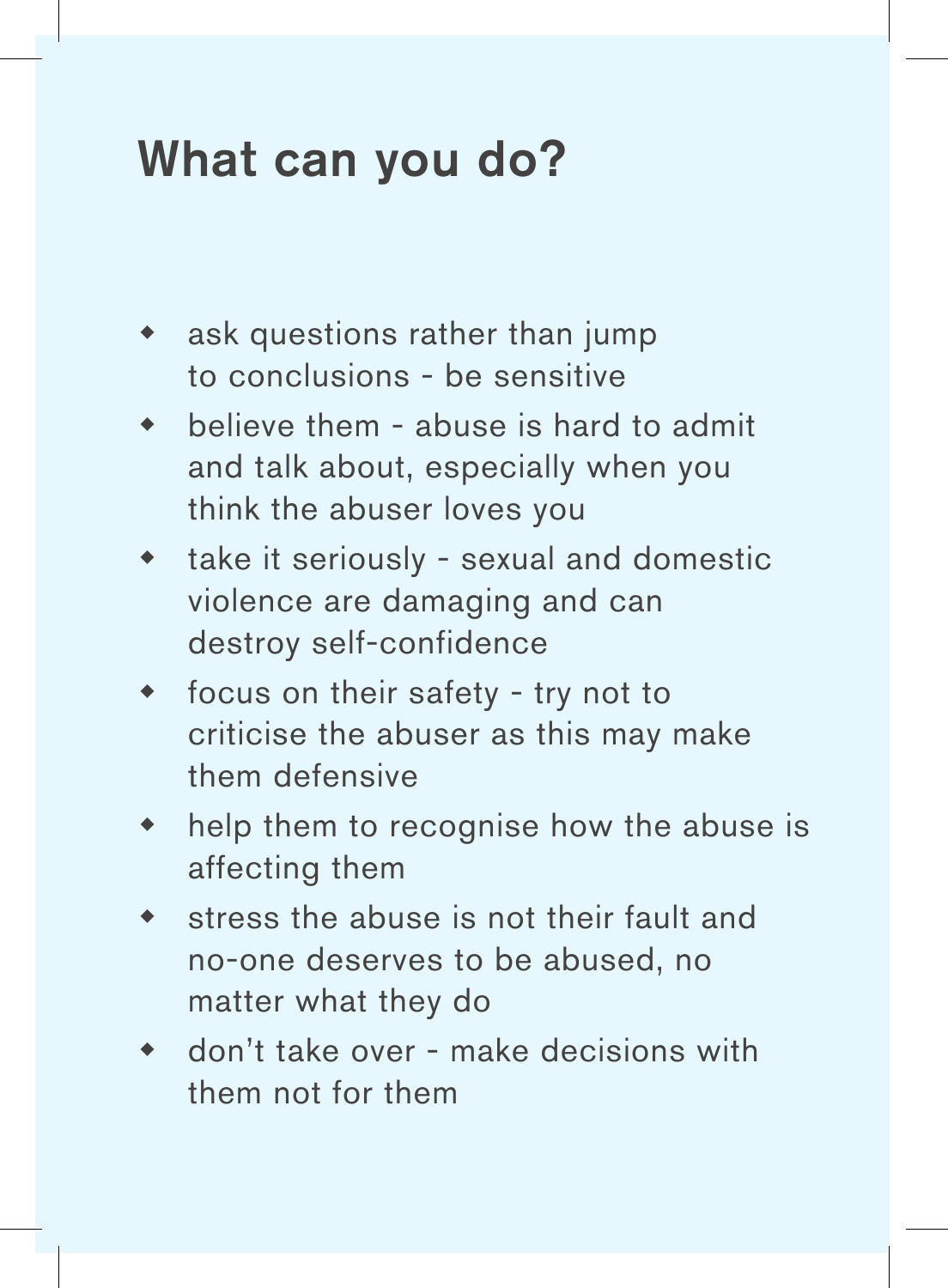# What can you do?

- ask questions rather than jump to conclusions - be sensitive
- believe them - abuse is hard to admit and talk about, especially when you think the abuser loves you
- take it seriously - sexual and domestic violence are damaging and can destroy self-confidence
- focus on their safety - try not to criticise the abuser as this may make them defensive
- help them to recognise how the abuse is affecting them
- stress the abuse is not their fault and no-one deserves to be abused, no matter what they do
- don't take over - make decisions with them not for them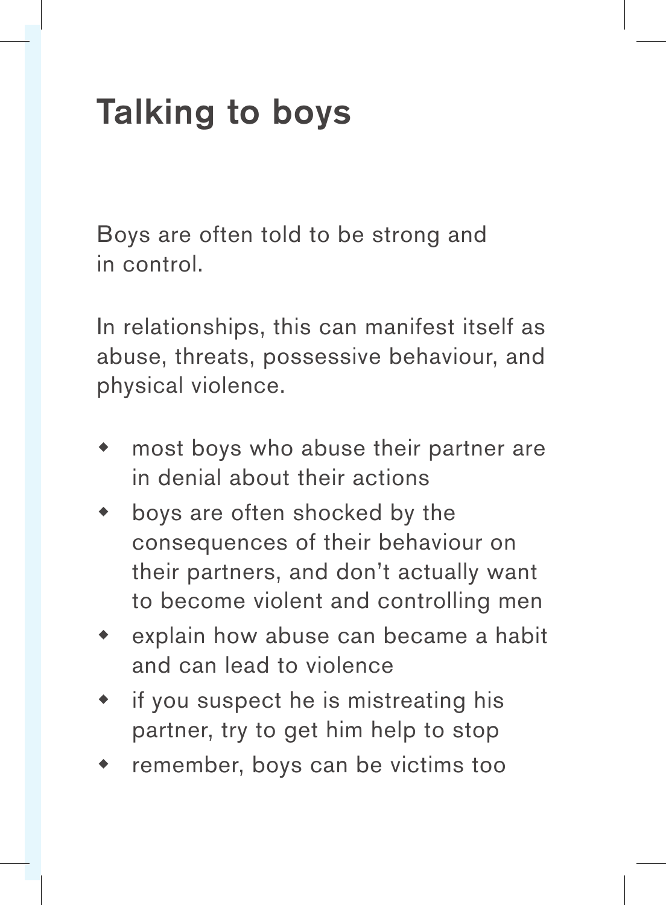# Talking to boys

Boys are often told to be strong and in control.

In relationships, this can manifest itself as abuse, threats, possessive behaviour, and physical violence.

- most boys who abuse their partner are in denial about their actions
- boys are often shocked by the consequences of their behaviour on their partners, and don't actually want to become violent and controlling men
- explain how abuse can became a habit and can lead to violence
- if you suspect he is mistreating his partner, try to get him help to stop
- remember, boys can be victims too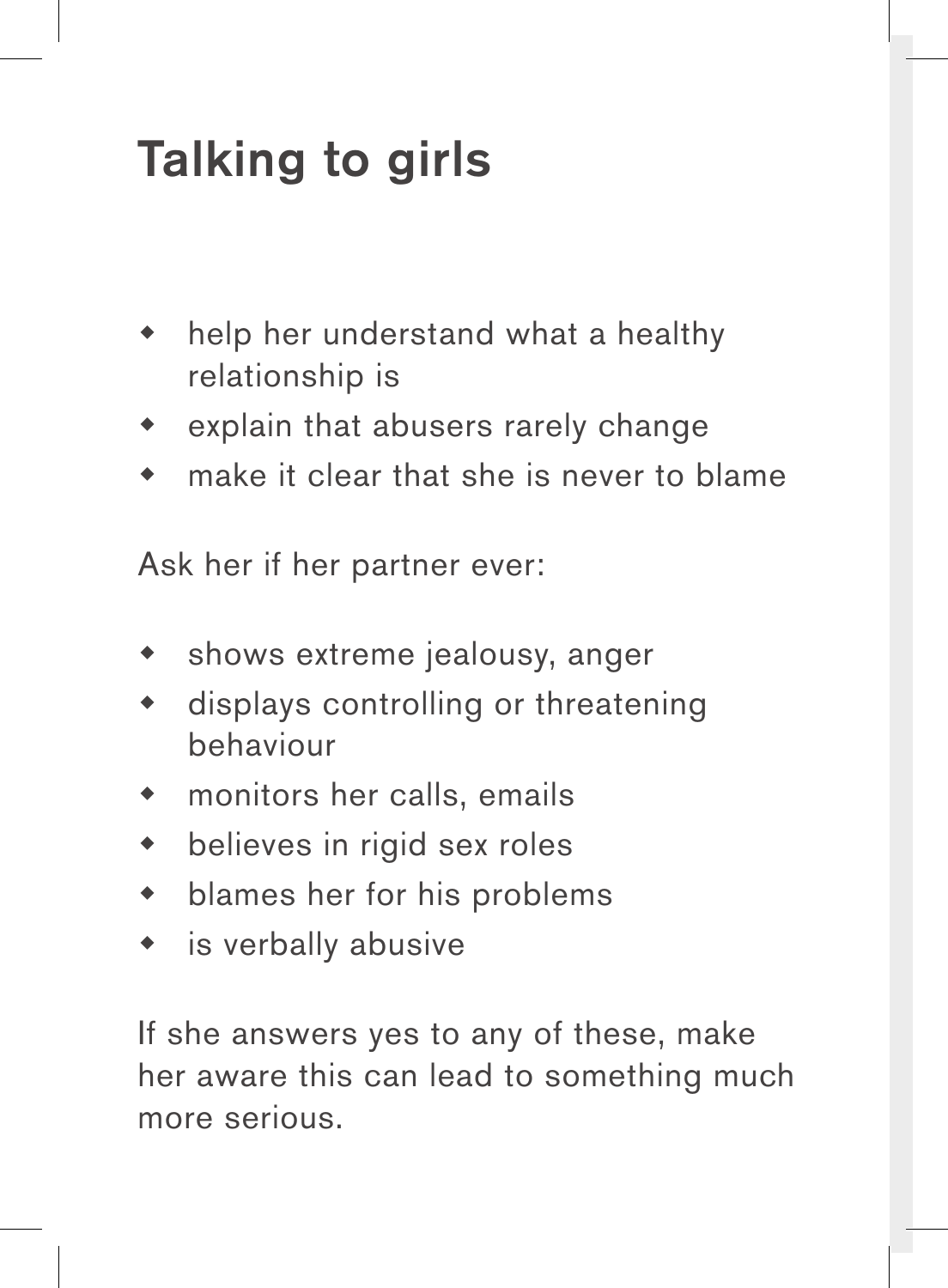# Talking to girls

- help her understand what a healthy relationship is
- explain that abusers rarely change
- make it clear that she is never to blame

Ask her if her partner ever:

- shows extreme jealousy, anger
- displays controlling or threatening behaviour
- monitors her calls, emails
- believes in rigid sex roles
- blames her for his problems
- is verbally abusive

If she answers yes to any of these, make her aware this can lead to something much more serious.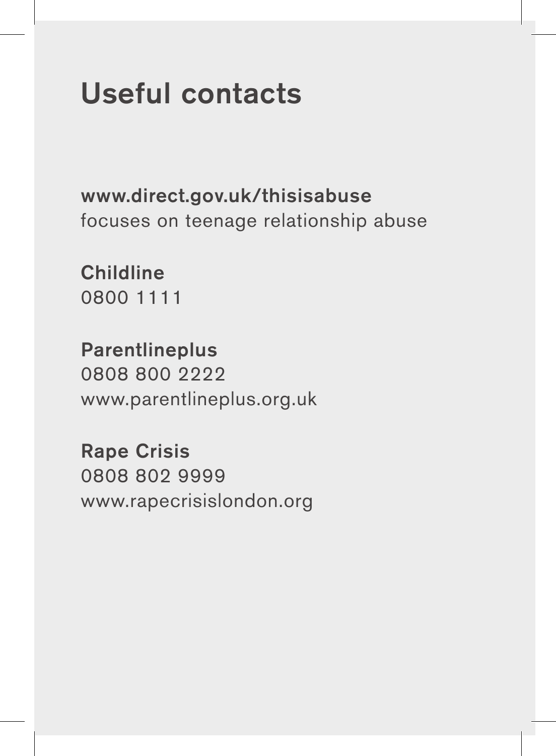# Useful contacts

**www.direct.gov.uk/thisisabuse**
focuses on teenage relationship abuse

**Childline**
0800 1111

**Parentlineplus**
0808 800 2222
www.parentlineplus.org.uk

**Rape Crisis**
0808 802 9999
www.rapecrisislondon.org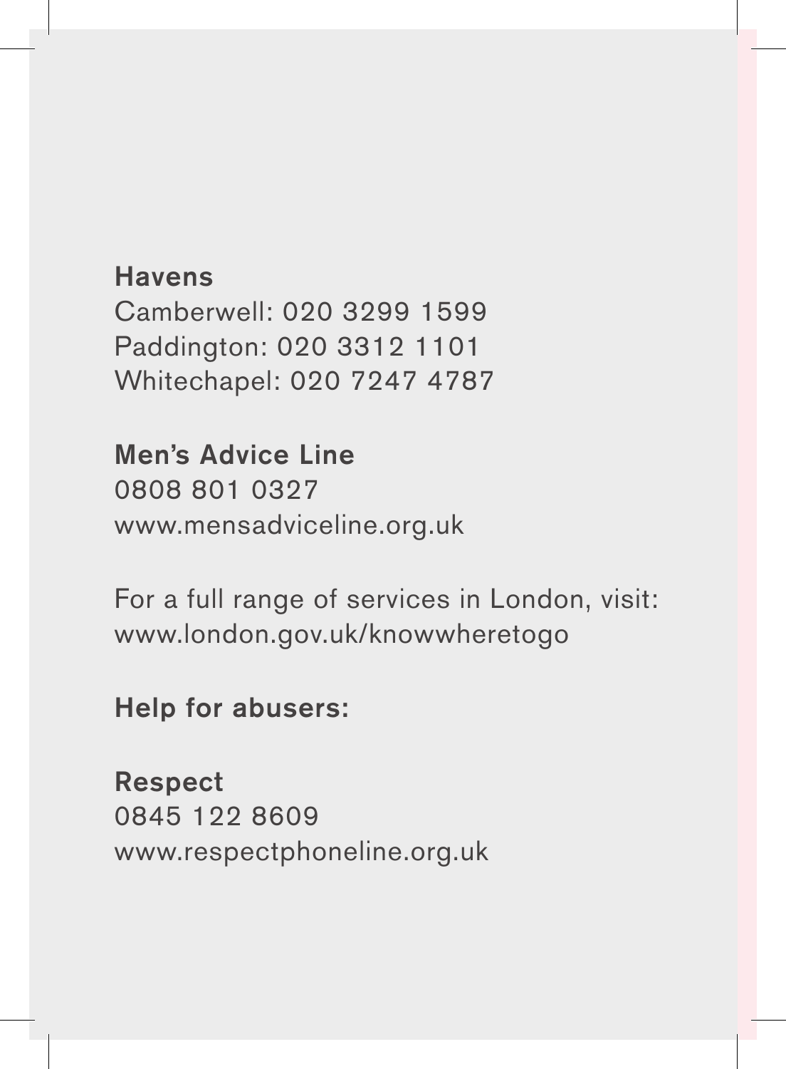**Havens**
Camberwell: 020 3299 1599
Paddington: 020 3312 1101
Whitechapel: 020 7247 4787

**Men's Advice Line**
0808 801 0327
www.mensadviceline.org.uk

For a full range of services in London, visit:
www.london.gov.uk/knowwheretogo

**Help for abusers:**

**Respect**
0845 122 8609
www.respectphoneline.org.uk